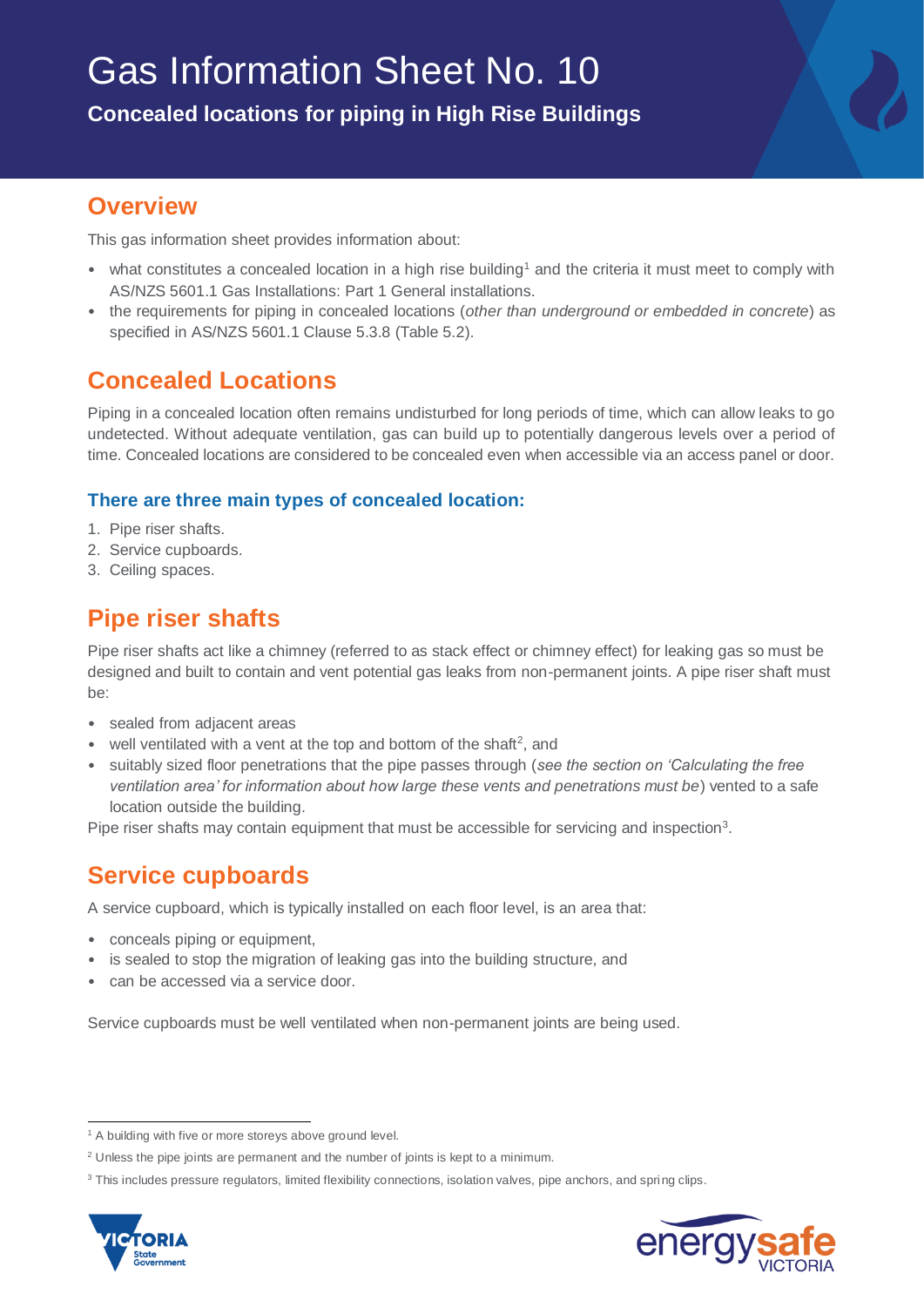# Gas Information Sheet No. 10

**Concealed locations for piping in High Rise Buildings**

## Overview

This gas information sheet provides information about:

- what constitutes a concealed location in a high rise building[1] and the criteria it must meet to comply with AS/NZS 5601.1 Gas Installations: Part 1 General installations.
- the requirements for piping in concealed locations (*other than underground or embedded in concrete*) as specified in AS/NZS 5601.1 Clause 5.3.8 (Table 5.2).

## Concealed Locations

Piping in a concealed location often remains undisturbed for long periods of time, which can allow leaks to go undetected. Without adequate ventilation, gas can build up to potentially dangerous levels over a period of time. Concealed locations are considered to be concealed even when accessible via an access panel or door.

### There are three main types of concealed location:

1. Pipe riser shafts.
2. Service cupboards.
3. Ceiling spaces.

## Pipe riser shafts

Pipe riser shafts act like a chimney (referred to as stack effect or chimney effect) for leaking gas so must be designed and built to contain and vent potential gas leaks from non-permanent joints. A pipe riser shaft must be:

- sealed from adjacent areas
- well ventilated with a vent at the top and bottom of the shaft[2], and
- suitably sized floor penetrations that the pipe passes through (*see the section on 'Calculating the free ventilation area' for information about how large these vents and penetrations must be*) vented to a safe location outside the building.

Pipe riser shafts may contain equipment that must be accessible for servicing and inspection[3].

## Service cupboards

A service cupboard, which is typically installed on each floor level, is an area that:

- conceals piping or equipment,
- is sealed to stop the migration of leaking gas into the building structure, and
- can be accessed via a service door.

Service cupboards must be well ventilated when non-permanent joints are being used.

---

[1] A building with five or more storeys above ground level.

[2] Unless the pipe joints are permanent and the number of joints is kept to a minimum.

[3] This includes pressure regulators, limited flexibility connections, isolation valves, pipe anchors, and spring clips.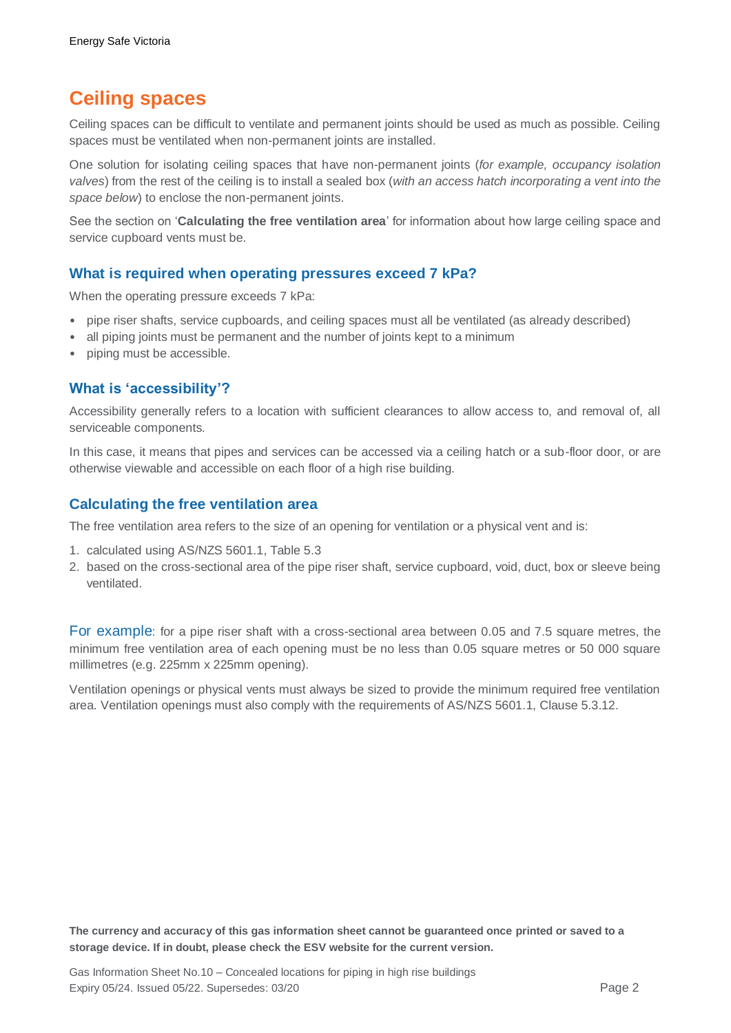## Ceiling spaces

Ceiling spaces can be difficult to ventilate and permanent joints should be used as much as possible. Ceiling spaces must be ventilated when non-permanent joints are installed.

One solution for isolating ceiling spaces that have non-permanent joints (*for example, occupancy isolation valves*) from the rest of the ceiling is to install a sealed box (*with an access hatch incorporating a vent into the space below*) to enclose the non-permanent joints.

See the section on '**Calculating the free ventilation area**' for information about how large ceiling space and service cupboard vents must be.

### What is required when operating pressures exceed 7 kPa?

When the operating pressure exceeds 7 kPa:

- pipe riser shafts, service cupboards, and ceiling spaces must all be ventilated (as already described)
- all piping joints must be permanent and the number of joints kept to a minimum
- piping must be accessible.

### What is 'accessibility'?

Accessibility generally refers to a location with sufficient clearances to allow access to, and removal of, all serviceable components.

In this case, it means that pipes and services can be accessed via a ceiling hatch or a sub-floor door, or are otherwise viewable and accessible on each floor of a high rise building.

### Calculating the free ventilation area

The free ventilation area refers to the size of an opening for ventilation or a physical vent and is:

1. calculated using AS/NZS 5601.1, Table 5.3
2. based on the cross-sectional area of the pipe riser shaft, service cupboard, void, duct, box or sleeve being ventilated.

For example: for a pipe riser shaft with a cross-sectional area between 0.05 and 7.5 square metres, the minimum free ventilation area of each opening must be no less than 0.05 square metres or 50 000 square millimetres (e.g. 225mm x 225mm opening).

Ventilation openings or physical vents must always be sized to provide the minimum required free ventilation area. Ventilation openings must also comply with the requirements of AS/NZS 5601.1, Clause 5.3.12.

**The currency and accuracy of this gas information sheet cannot be guaranteed once printed or saved to a storage device. If in doubt, please check the ESV website for the current version.**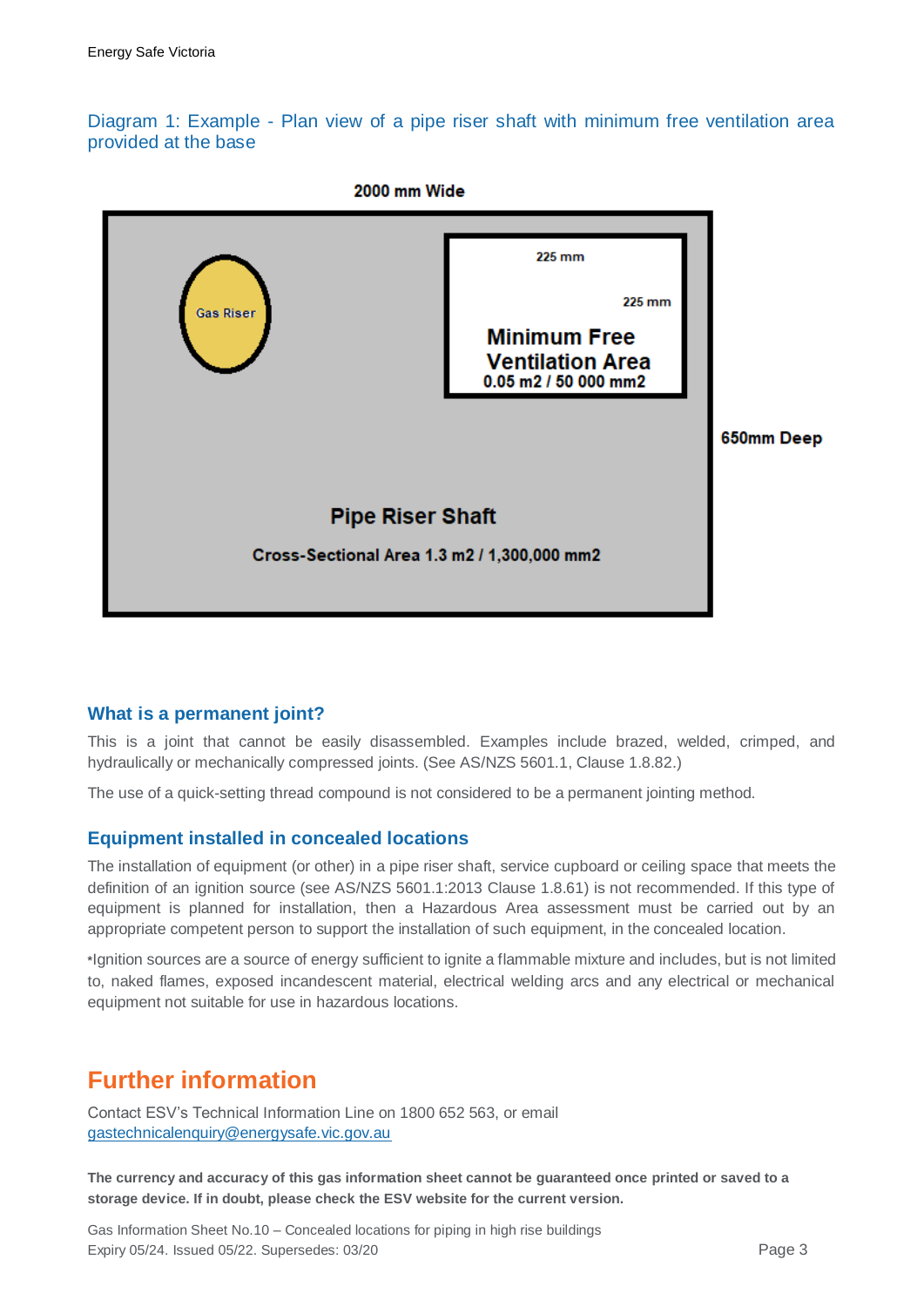Diagram 1: Example - Plan view of a pipe riser shaft with minimum free ventilation area provided at the base

2000 mm Wide

Gas Riser

225 mm

225 mm

Minimum Free Ventilation Area
0.05 m2 / 50 000 mm2

650mm Deep

Pipe Riser Shaft

Cross-Sectional Area 1.3 m2 / 1,300,000 mm2

## What is a permanent joint?

This is a joint that cannot be easily disassembled. Examples include brazed, welded, crimped, and hydraulically or mechanically compressed joints. (See AS/NZS 5601.1, Clause 1.8.82.)

The use of a quick-setting thread compound is not considered to be a permanent jointing method.

## Equipment installed in concealed locations

The installation of equipment (or other) in a pipe riser shaft, service cupboard or ceiling space that meets the definition of an ignition source (see AS/NZS 5601.1:2013 Clause 1.8.61) is not recommended. If this type of equipment is planned for installation, then a Hazardous Area assessment must be carried out by an appropriate competent person to support the installation of such equipment, in the concealed location.

*Ignition sources are a source of energy sufficient to ignite a flammable mixture and includes, but is not limited to, naked flames, exposed incandescent material, electrical welding arcs and any electrical or mechanical equipment not suitable for use in hazardous locations.

# Further information

Contact ESV's Technical Information Line on 1800 652 563, or email gastechnicalenquiry@energysafe.vic.gov.au

**The currency and accuracy of this gas information sheet cannot be guaranteed once printed or saved to a storage device. If in doubt, please check the ESV website for the current version.**

Gas Information Sheet No.10 – Concealed locations for piping in high rise buildings
Expiry 05/24. Issued 05/22. Supersedes: 03/20